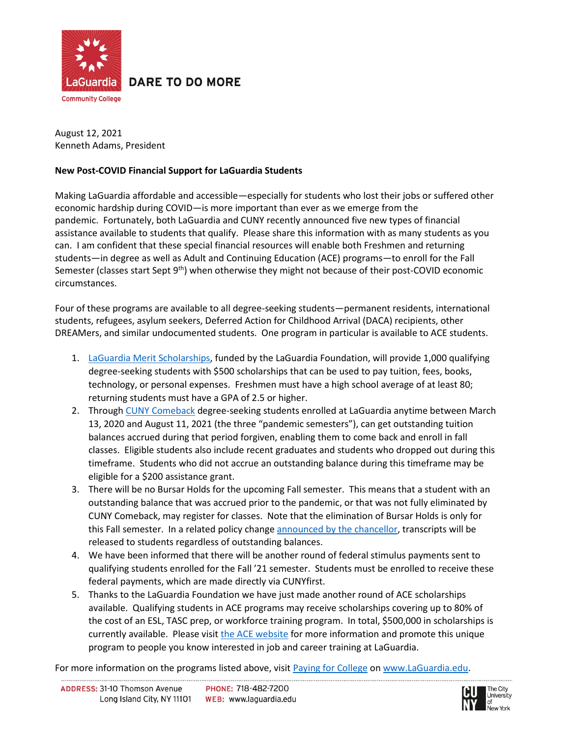LaGuardia Community College

DARE TO DO MORE

August 12, 2021
Kenneth Adams, President

**New Post-COVID Financial Support for LaGuardia Students**

Making LaGuardia affordable and accessible—especially for students who lost their jobs or suffered other economic hardship during COVID—is more important than ever as we emerge from the pandemic. Fortunately, both LaGuardia and CUNY recently announced five new types of financial assistance available to students that qualify. Please share this information with as many students as you can. I am confident that these special financial resources will enable both Freshmen and returning students—in degree as well as Adult and Continuing Education (ACE) programs—to enroll for the Fall Semester (classes start Sept 9th) when otherwise they might not because of their post-COVID economic circumstances.

Four of these programs are available to all degree-seeking students—permanent residents, international students, refugees, asylum seekers, Deferred Action for Childhood Arrival (DACA) recipients, other DREAMers, and similar undocumented students. One program in particular is available to ACE students.

1. LaGuardia Merit Scholarships, funded by the LaGuardia Foundation, will provide 1,000 qualifying degree-seeking students with $500 scholarships that can be used to pay tuition, fees, books, technology, or personal expenses. Freshmen must have a high school average of at least 80; returning students must have a GPA of 2.5 or higher.
2. Through CUNY Comeback degree-seeking students enrolled at LaGuardia anytime between March 13, 2020 and August 11, 2021 (the three "pandemic semesters"), can get outstanding tuition balances accrued during that period forgiven, enabling them to come back and enroll in fall classes. Eligible students also include recent graduates and students who dropped out during this timeframe. Students who did not accrue an outstanding balance during this timeframe may be eligible for a $200 assistance grant.
3. There will be no Bursar Holds for the upcoming Fall semester. This means that a student with an outstanding balance that was accrued prior to the pandemic, or that was not fully eliminated by CUNY Comeback, may register for classes. Note that the elimination of Bursar Holds is only for this Fall semester. In a related policy change announced by the chancellor, transcripts will be released to students regardless of outstanding balances.
4. We have been informed that there will be another round of federal stimulus payments sent to qualifying students enrolled for the Fall '21 semester. Students must be enrolled to receive these federal payments, which are made directly via CUNYfirst.
5. Thanks to the LaGuardia Foundation we have just made another round of ACE scholarships available. Qualifying students in ACE programs may receive scholarships covering up to 80% of the cost of an ESL, TASC prep, or workforce training program. In total, $500,000 in scholarships is currently available. Please visit the ACE website for more information and promote this unique program to people you know interested in job and career training at LaGuardia.

For more information on the programs listed above, visit Paying for College on www.LaGuardia.edu.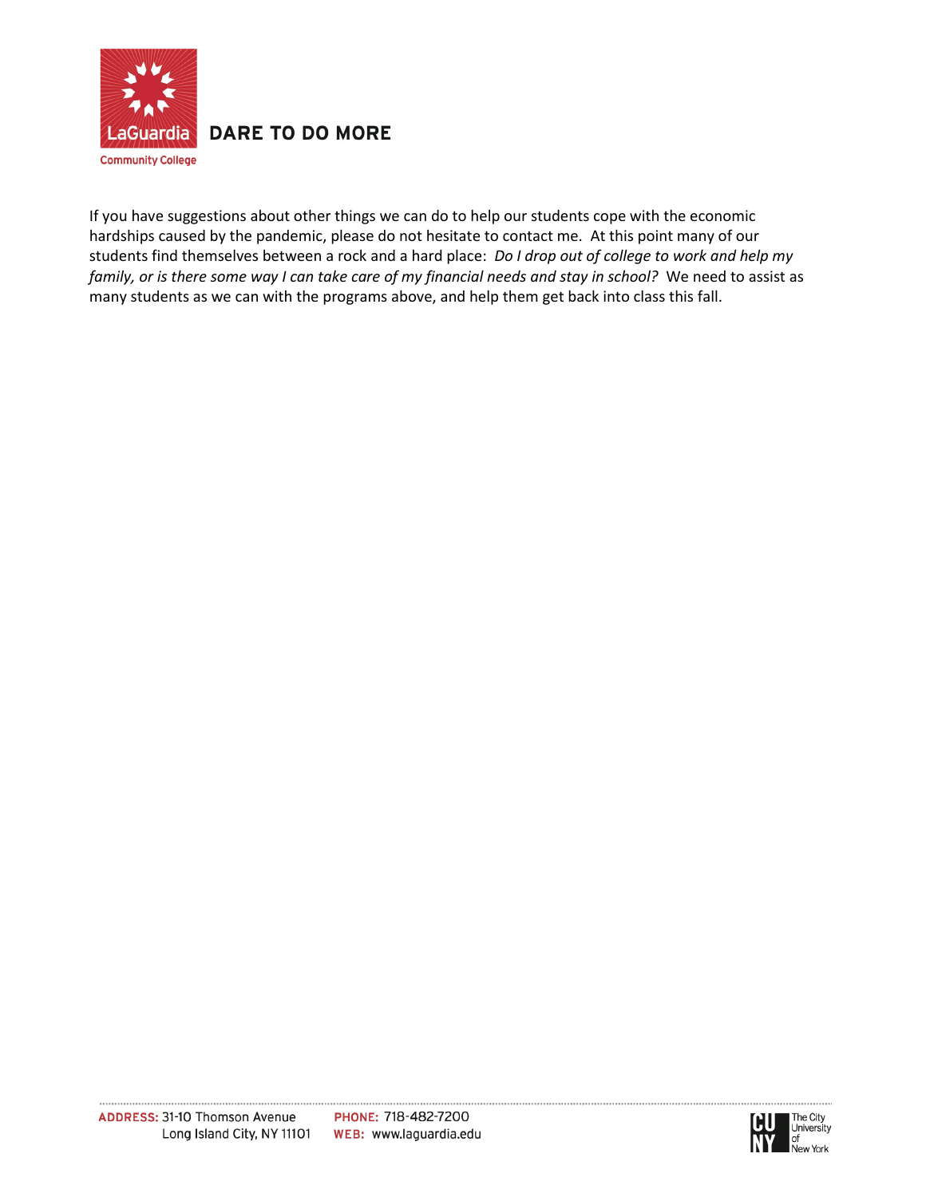If you have suggestions about other things we can do to help our students cope with the economic hardships caused by the pandemic, please do not hesitate to contact me. At this point many of our students find themselves between a rock and a hard place: *Do I drop out of college to work and help my family, or is there some way I can take care of my financial needs and stay in school?* We need to assist as many students as we can with the programs above, and help them get back into class this fall.